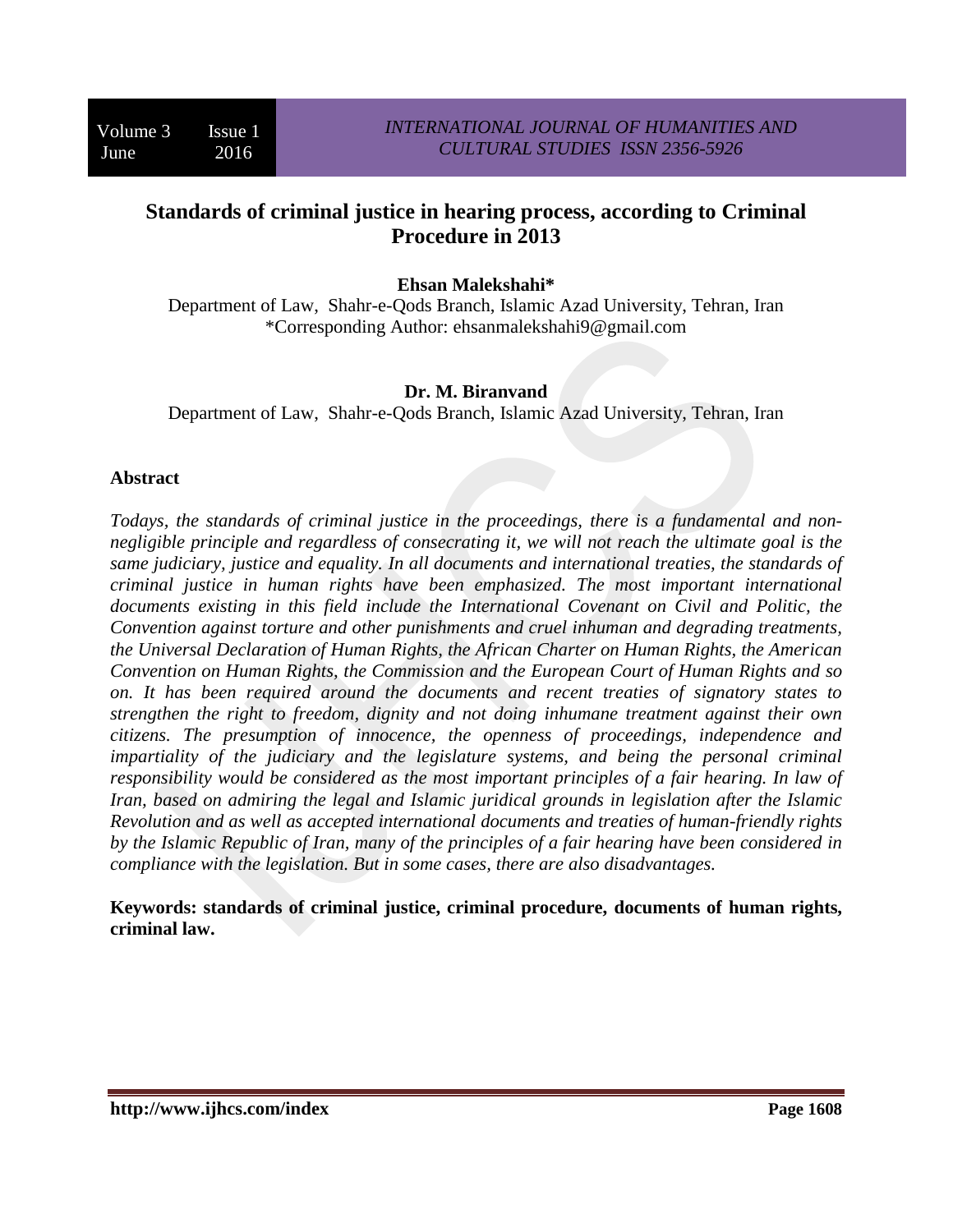# Standards of criminal justice in hearing process, according to Criminal Procedure in 2013

**Ehsan Malekshahi***

Department of Law, Shahr-e-Qods Branch, Islamic Azad University, Tehran, Iran
*Corresponding Author: ehsanmalekshahi9@gmail.com

**Dr. M. Biranvand**

Department of Law, Shahr-e-Qods Branch, Islamic Azad University, Tehran, Iran

## Abstract

*Todays, the standards of criminal justice in the proceedings, there is a fundamental and non-negligible principle and regardless of consecrating it, we will not reach the ultimate goal is the same judiciary, justice and equality. In all documents and international treaties, the standards of criminal justice in human rights have been emphasized. The most important international documents existing in this field include the International Covenant on Civil and Politic, the Convention against torture and other punishments and cruel inhuman and degrading treatments, the Universal Declaration of Human Rights, the African Charter on Human Rights, the American Convention on Human Rights, the Commission and the European Court of Human Rights and so on. It has been required around the documents and recent treaties of signatory states to strengthen the right to freedom, dignity and not doing inhumane treatment against their own citizens. The presumption of innocence, the openness of proceedings, independence and impartiality of the judiciary and the legislature systems, and being the personal criminal responsibility would be considered as the most important principles of a fair hearing. In law of Iran, based on admiring the legal and Islamic juridical grounds in legislation after the Islamic Revolution and as well as accepted international documents and treaties of human-friendly rights by the Islamic Republic of Iran, many of the principles of a fair hearing have been considered in compliance with the legislation. But in some cases, there are also disadvantages.*

**Keywords: standards of criminal justice, criminal procedure, documents of human rights, criminal law.**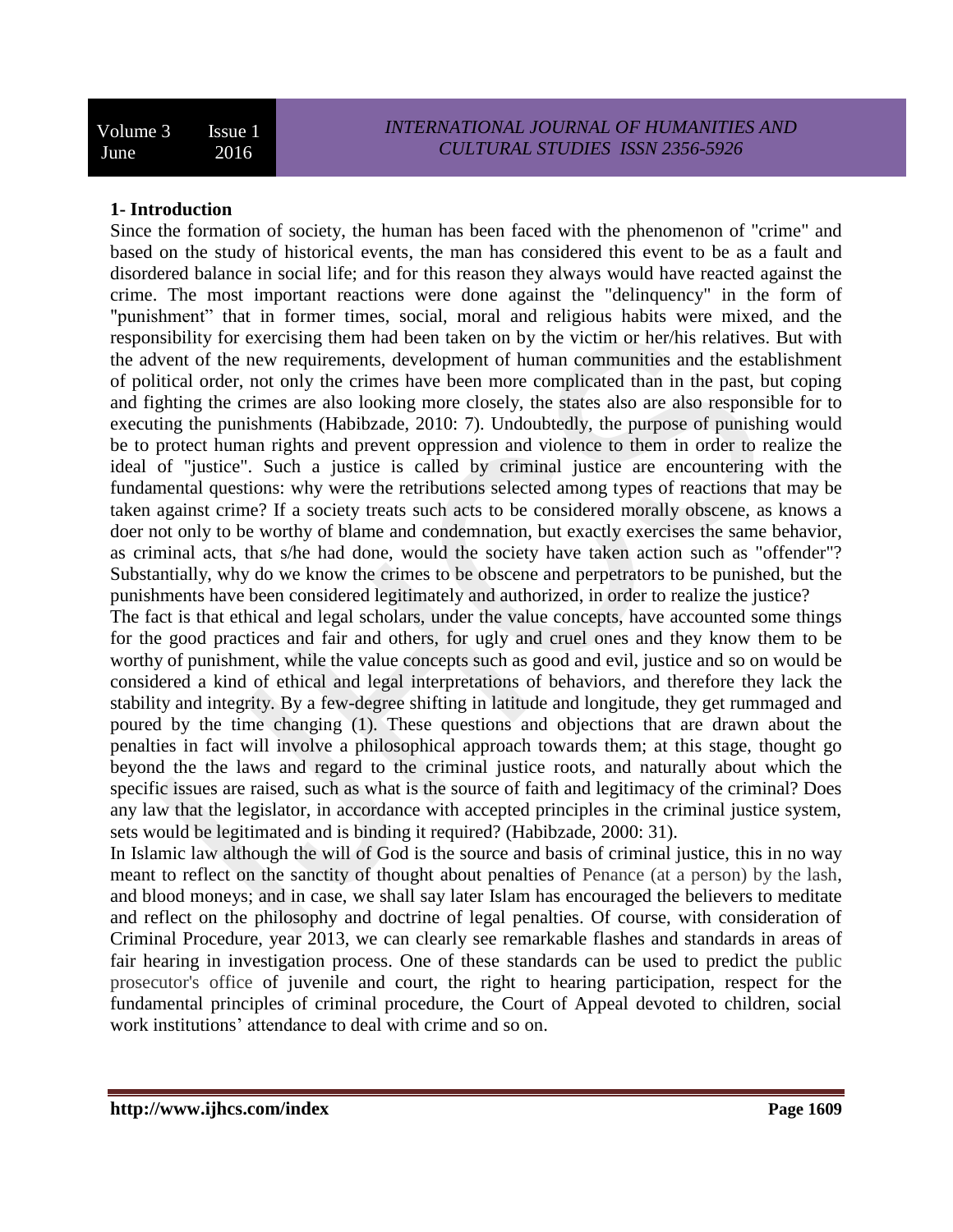## 1- Introduction

Since the formation of society, the human has been faced with the phenomenon of "crime" and based on the study of historical events, the man has considered this event to be as a fault and disordered balance in social life; and for this reason they always would have reacted against the crime. The most important reactions were done against the "delinquency" in the form of "punishment" that in former times, social, moral and religious habits were mixed, and the responsibility for exercising them had been taken on by the victim or her/his relatives. But with the advent of the new requirements, development of human communities and the establishment of political order, not only the crimes have been more complicated than in the past, but coping and fighting the crimes are also looking more closely, the states also are also responsible for to executing the punishments (Habibzade, 2010: 7). Undoubtedly, the purpose of punishing would be to protect human rights and prevent oppression and violence to them in order to realize the ideal of "justice". Such a justice is called by criminal justice are encountering with the fundamental questions: why were the retributions selected among types of reactions that may be taken against crime? If a society treats such acts to be considered morally obscene, as knows a doer not only to be worthy of blame and condemnation, but exactly exercises the same behavior, as criminal acts, that s/he had done, would the society have taken action such as "offender"? Substantially, why do we know the crimes to be obscene and perpetrators to be punished, but the punishments have been considered legitimately and authorized, in order to realize the justice?

The fact is that ethical and legal scholars, under the value concepts, have accounted some things for the good practices and fair and others, for ugly and cruel ones and they know them to be worthy of punishment, while the value concepts such as good and evil, justice and so on would be considered a kind of ethical and legal interpretations of behaviors, and therefore they lack the stability and integrity. By a few-degree shifting in latitude and longitude, they get rummaged and poured by the time changing (1). These questions and objections that are drawn about the penalties in fact will involve a philosophical approach towards them; at this stage, thought go beyond the the laws and regard to the criminal justice roots, and naturally about which the specific issues are raised, such as what is the source of faith and legitimacy of the criminal? Does any law that the legislator, in accordance with accepted principles in the criminal justice system, sets would be legitimated and is binding it required? (Habibzade, 2000: 31).

In Islamic law although the will of God is the source and basis of criminal justice, this in no way meant to reflect on the sanctity of thought about penalties of Penance (at a person) by the lash, and blood moneys; and in case, we shall say later Islam has encouraged the believers to meditate and reflect on the philosophy and doctrine of legal penalties. Of course, with consideration of Criminal Procedure, year 2013, we can clearly see remarkable flashes and standards in areas of fair hearing in investigation process. One of these standards can be used to predict the public prosecutor's office of juvenile and court, the right to hearing participation, respect for the fundamental principles of criminal procedure, the Court of Appeal devoted to children, social work institutions' attendance to deal with crime and so on.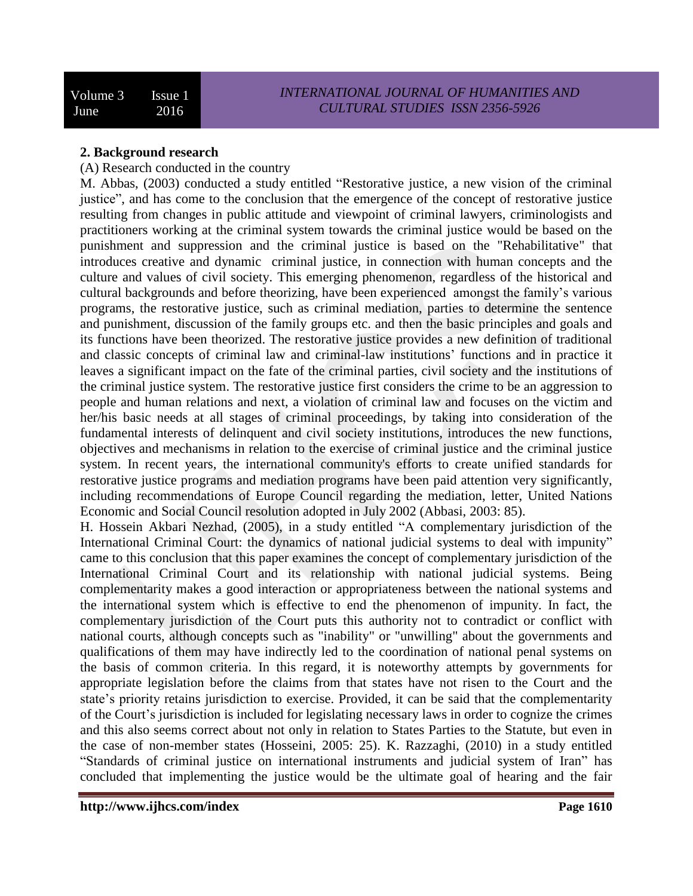**2. Background research**

(A) Research conducted in the country

M. Abbas, (2003) conducted a study entitled "Restorative justice, a new vision of the criminal justice", and has come to the conclusion that the emergence of the concept of restorative justice resulting from changes in public attitude and viewpoint of criminal lawyers, criminologists and practitioners working at the criminal system towards the criminal justice would be based on the punishment and suppression and the criminal justice is based on the "Rehabilitative" that introduces creative and dynamic criminal justice, in connection with human concepts and the culture and values of civil society. This emerging phenomenon, regardless of the historical and cultural backgrounds and before theorizing, have been experienced amongst the family's various programs, the restorative justice, such as criminal mediation, parties to determine the sentence and punishment, discussion of the family groups etc. and then the basic principles and goals and its functions have been theorized. The restorative justice provides a new definition of traditional and classic concepts of criminal law and criminal-law institutions' functions and in practice it leaves a significant impact on the fate of the criminal parties, civil society and the institutions of the criminal justice system. The restorative justice first considers the crime to be an aggression to people and human relations and next, a violation of criminal law and focuses on the victim and her/his basic needs at all stages of criminal proceedings, by taking into consideration of the fundamental interests of delinquent and civil society institutions, introduces the new functions, objectives and mechanisms in relation to the exercise of criminal justice and the criminal justice system. In recent years, the international community's efforts to create unified standards for restorative justice programs and mediation programs have been paid attention very significantly, including recommendations of Europe Council regarding the mediation, letter, United Nations Economic and Social Council resolution adopted in July 2002 (Abbasi, 2003: 85).

H. Hossein Akbari Nezhad, (2005), in a study entitled "A complementary jurisdiction of the International Criminal Court: the dynamics of national judicial systems to deal with impunity" came to this conclusion that this paper examines the concept of complementary jurisdiction of the International Criminal Court and its relationship with national judicial systems. Being complementarity makes a good interaction or appropriateness between the national systems and the international system which is effective to end the phenomenon of impunity. In fact, the complementary jurisdiction of the Court puts this authority not to contradict or conflict with national courts, although concepts such as "inability" or "unwilling" about the governments and qualifications of them may have indirectly led to the coordination of national penal systems on the basis of common criteria. In this regard, it is noteworthy attempts by governments for appropriate legislation before the claims from that states have not risen to the Court and the state's priority retains jurisdiction to exercise. Provided, it can be said that the complementarity of the Court's jurisdiction is included for legislating necessary laws in order to cognize the crimes and this also seems correct about not only in relation to States Parties to the Statute, but even in the case of non-member states (Hosseini, 2005: 25). K. Razzaghi, (2010) in a study entitled "Standards of criminal justice on international instruments and judicial system of Iran" has concluded that implementing the justice would be the ultimate goal of hearing and the fair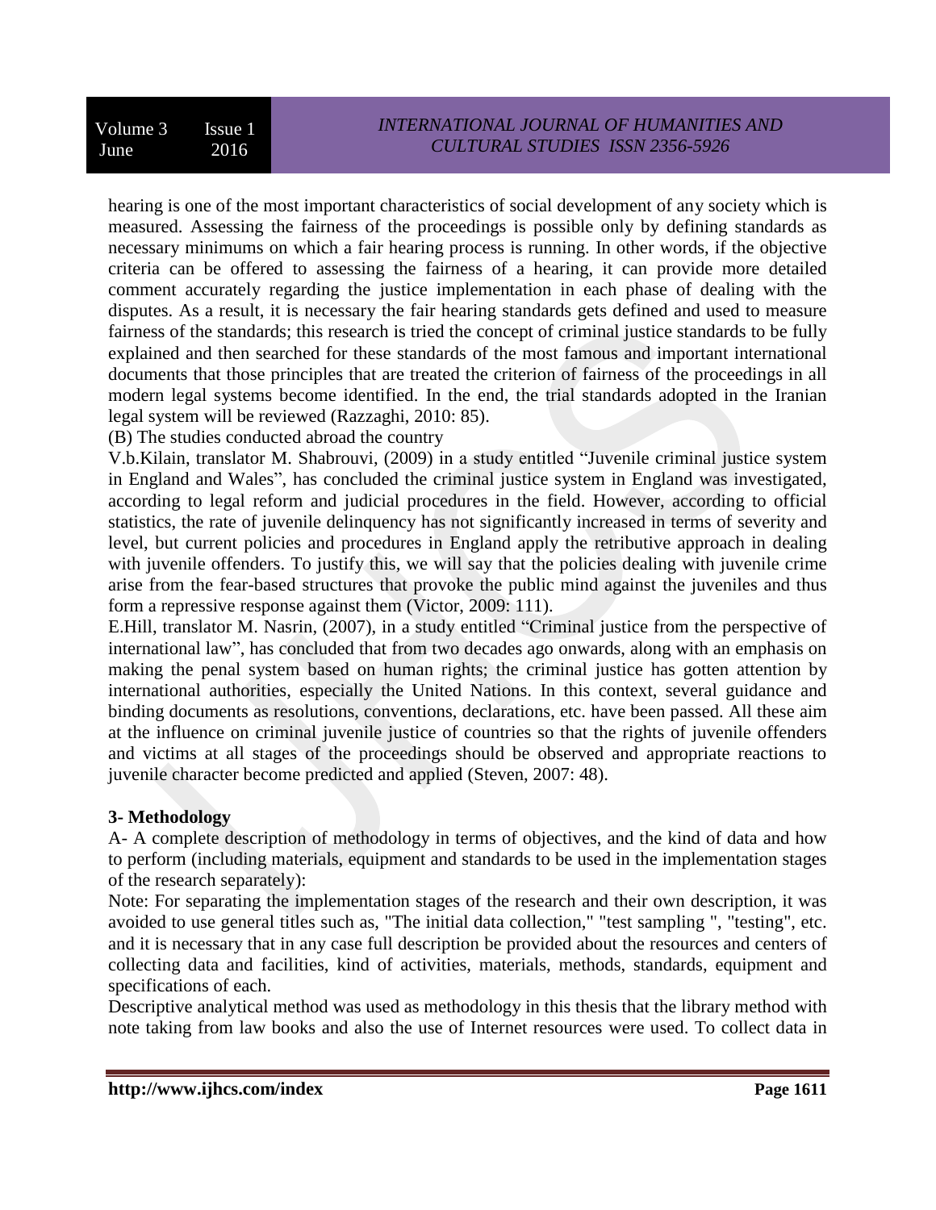hearing is one of the most important characteristics of social development of any society which is measured. Assessing the fairness of the proceedings is possible only by defining standards as necessary minimums on which a fair hearing process is running. In other words, if the objective criteria can be offered to assessing the fairness of a hearing, it can provide more detailed comment accurately regarding the justice implementation in each phase of dealing with the disputes. As a result, it is necessary the fair hearing standards gets defined and used to measure fairness of the standards; this research is tried the concept of criminal justice standards to be fully explained and then searched for these standards of the most famous and important international documents that those principles that are treated the criterion of fairness of the proceedings in all modern legal systems become identified. In the end, the trial standards adopted in the Iranian legal system will be reviewed (Razzaghi, 2010: 85).

(B) The studies conducted abroad the country

V.b.Kilain, translator M. Shabrouvi, (2009) in a study entitled "Juvenile criminal justice system in England and Wales", has concluded the criminal justice system in England was investigated, according to legal reform and judicial procedures in the field. However, according to official statistics, the rate of juvenile delinquency has not significantly increased in terms of severity and level, but current policies and procedures in England apply the retributive approach in dealing with juvenile offenders. To justify this, we will say that the policies dealing with juvenile crime arise from the fear-based structures that provoke the public mind against the juveniles and thus form a repressive response against them (Victor, 2009: 111).

E.Hill, translator M. Nasrin, (2007), in a study entitled "Criminal justice from the perspective of international law", has concluded that from two decades ago onwards, along with an emphasis on making the penal system based on human rights; the criminal justice has gotten attention by international authorities, especially the United Nations. In this context, several guidance and binding documents as resolutions, conventions, declarations, etc. have been passed. All these aim at the influence on criminal juvenile justice of countries so that the rights of juvenile offenders and victims at all stages of the proceedings should be observed and appropriate reactions to juvenile character become predicted and applied (Steven, 2007: 48).

## 3- Methodology

A- A complete description of methodology in terms of objectives, and the kind of data and how to perform (including materials, equipment and standards to be used in the implementation stages of the research separately):

Note: For separating the implementation stages of the research and their own description, it was avoided to use general titles such as, "The initial data collection," "test sampling ", "testing", etc. and it is necessary that in any case full description be provided about the resources and centers of collecting data and facilities, kind of activities, materials, methods, standards, equipment and specifications of each.

Descriptive analytical method was used as methodology in this thesis that the library method with note taking from law books and also the use of Internet resources were used. To collect data in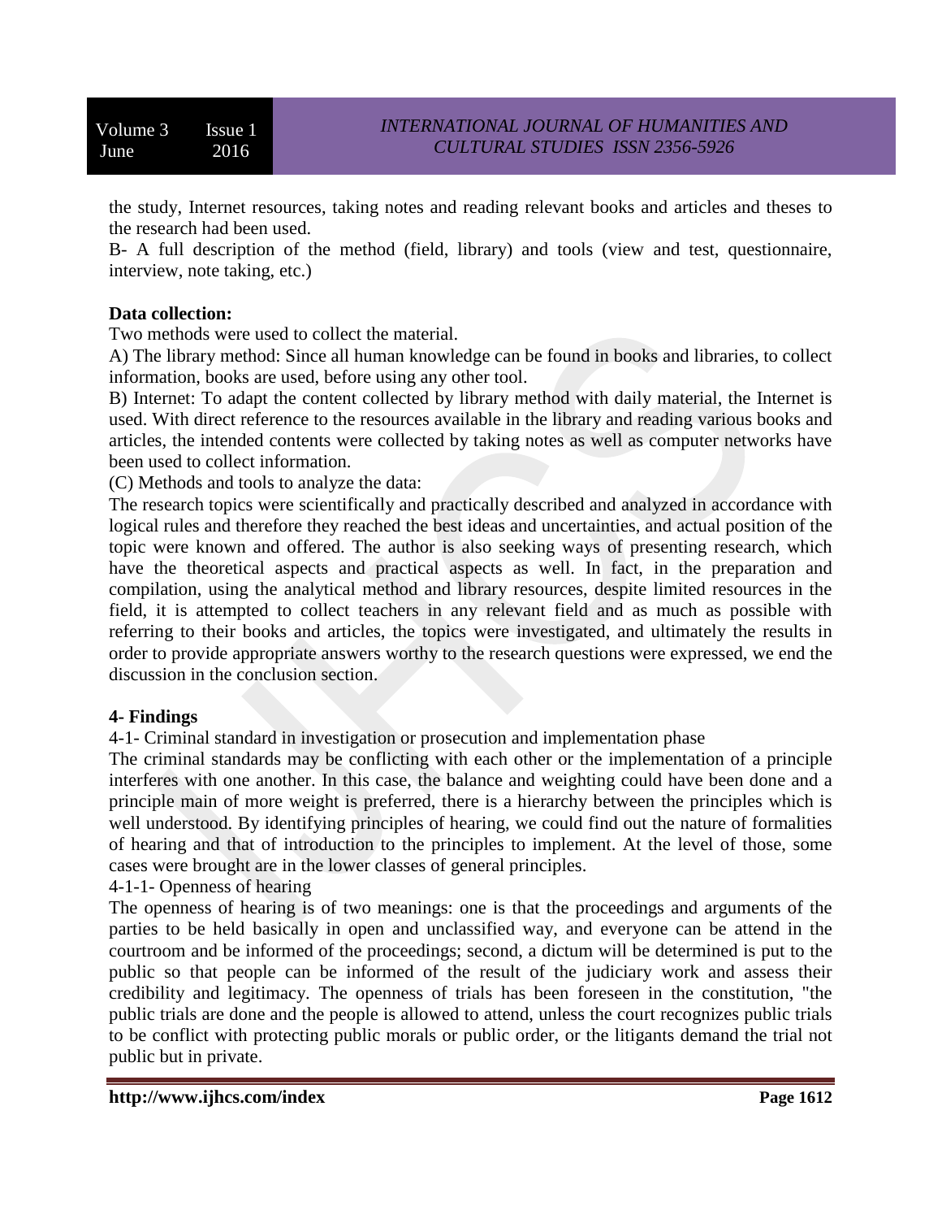the study, Internet resources, taking notes and reading relevant books and articles and theses to the research had been used.

B- A full description of the method (field, library) and tools (view and test, questionnaire, interview, note taking, etc.)

**Data collection:**

Two methods were used to collect the material.

A) The library method: Since all human knowledge can be found in books and libraries, to collect information, books are used, before using any other tool.

B) Internet: To adapt the content collected by library method with daily material, the Internet is used. With direct reference to the resources available in the library and reading various books and articles, the intended contents were collected by taking notes as well as computer networks have been used to collect information.

(C) Methods and tools to analyze the data:

The research topics were scientifically and practically described and analyzed in accordance with logical rules and therefore they reached the best ideas and uncertainties, and actual position of the topic were known and offered. The author is also seeking ways of presenting research, which have the theoretical aspects and practical aspects as well. In fact, in the preparation and compilation, using the analytical method and library resources, despite limited resources in the field, it is attempted to collect teachers in any relevant field and as much as possible with referring to their books and articles, the topics were investigated, and ultimately the results in order to provide appropriate answers worthy to the research questions were expressed, we end the discussion in the conclusion section.

## 4- Findings

4-1- Criminal standard in investigation or prosecution and implementation phase

The criminal standards may be conflicting with each other or the implementation of a principle interferes with one another. In this case, the balance and weighting could have been done and a principle main of more weight is preferred, there is a hierarchy between the principles which is well understood. By identifying principles of hearing, we could find out the nature of formalities of hearing and that of introduction to the principles to implement. At the level of those, some cases were brought are in the lower classes of general principles.

4-1-1- Openness of hearing

The openness of hearing is of two meanings: one is that the proceedings and arguments of the parties to be held basically in open and unclassified way, and everyone can be attend in the courtroom and be informed of the proceedings; second, a dictum will be determined is put to the public so that people can be informed of the result of the judiciary work and assess their credibility and legitimacy. The openness of trials has been foreseen in the constitution, "the public trials are done and the people is allowed to attend, unless the court recognizes public trials to be conflict with protecting public morals or public order, or the litigants demand the trial not public but in private.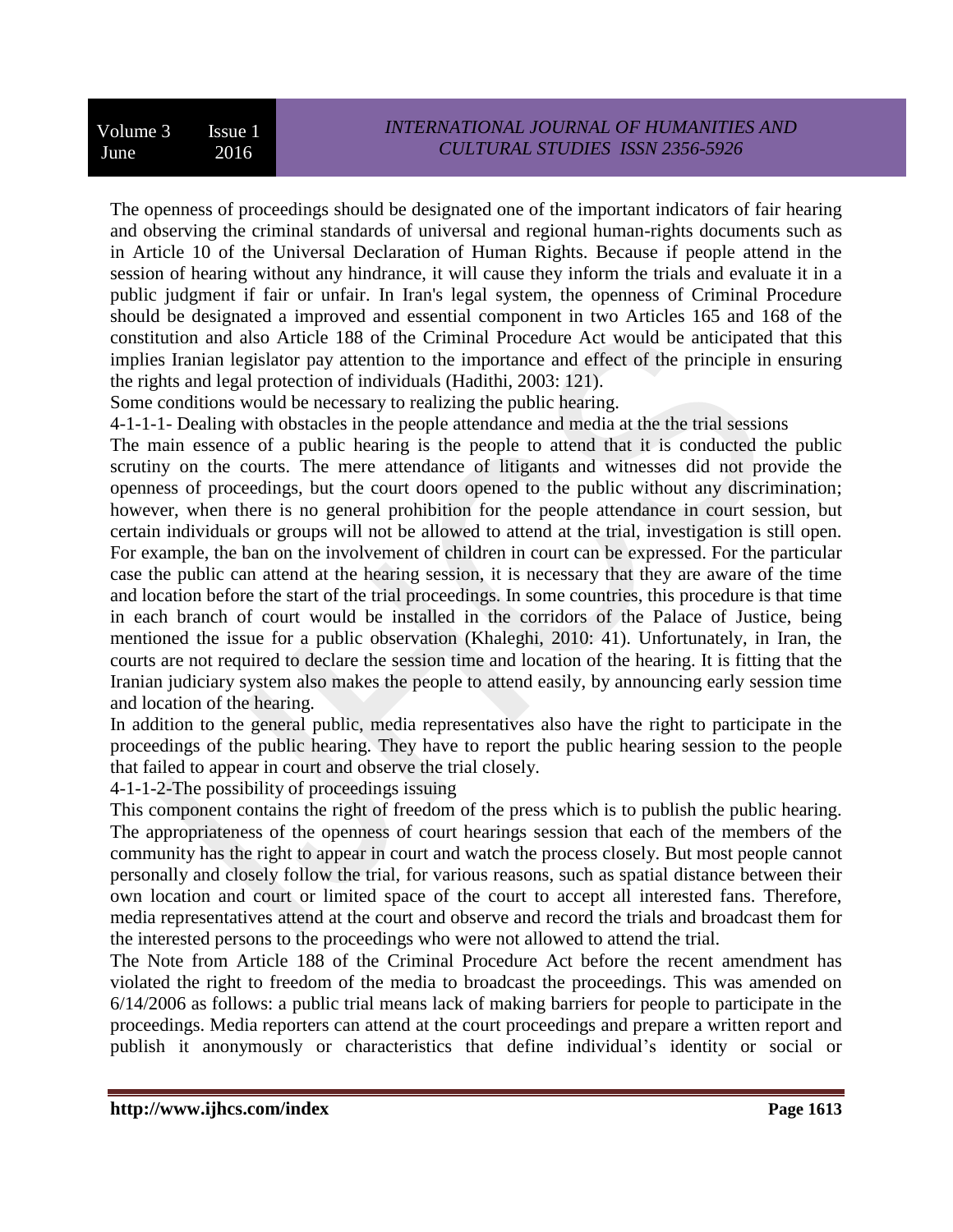The openness of proceedings should be designated one of the important indicators of fair hearing and observing the criminal standards of universal and regional human-rights documents such as in Article 10 of the Universal Declaration of Human Rights. Because if people attend in the session of hearing without any hindrance, it will cause they inform the trials and evaluate it in a public judgment if fair or unfair. In Iran's legal system, the openness of Criminal Procedure should be designated a improved and essential component in two Articles 165 and 168 of the constitution and also Article 188 of the Criminal Procedure Act would be anticipated that this implies Iranian legislator pay attention to the importance and effect of the principle in ensuring the rights and legal protection of individuals (Hadithi, 2003: 121).

Some conditions would be necessary to realizing the public hearing.

4-1-1-1- Dealing with obstacles in the people attendance and media at the the trial sessions

The main essence of a public hearing is the people to attend that it is conducted the public scrutiny on the courts. The mere attendance of litigants and witnesses did not provide the openness of proceedings, but the court doors opened to the public without any discrimination; however, when there is no general prohibition for the people attendance in court session, but certain individuals or groups will not be allowed to attend at the trial, investigation is still open. For example, the ban on the involvement of children in court can be expressed. For the particular case the public can attend at the hearing session, it is necessary that they are aware of the time and location before the start of the trial proceedings. In some countries, this procedure is that time in each branch of court would be installed in the corridors of the Palace of Justice, being mentioned the issue for a public observation (Khaleghi, 2010: 41). Unfortunately, in Iran, the courts are not required to declare the session time and location of the hearing. It is fitting that the Iranian judiciary system also makes the people to attend easily, by announcing early session time and location of the hearing.

In addition to the general public, media representatives also have the right to participate in the proceedings of the public hearing. They have to report the public hearing session to the people that failed to appear in court and observe the trial closely.

4-1-1-2-The possibility of proceedings issuing

This component contains the right of freedom of the press which is to publish the public hearing. The appropriateness of the openness of court hearings session that each of the members of the community has the right to appear in court and watch the process closely. But most people cannot personally and closely follow the trial, for various reasons, such as spatial distance between their own location and court or limited space of the court to accept all interested fans. Therefore, media representatives attend at the court and observe and record the trials and broadcast them for the interested persons to the proceedings who were not allowed to attend the trial.

The Note from Article 188 of the Criminal Procedure Act before the recent amendment has violated the right to freedom of the media to broadcast the proceedings. This was amended on 6/14/2006 as follows: a public trial means lack of making barriers for people to participate in the proceedings. Media reporters can attend at the court proceedings and prepare a written report and publish it anonymously or characteristics that define individual's identity or social or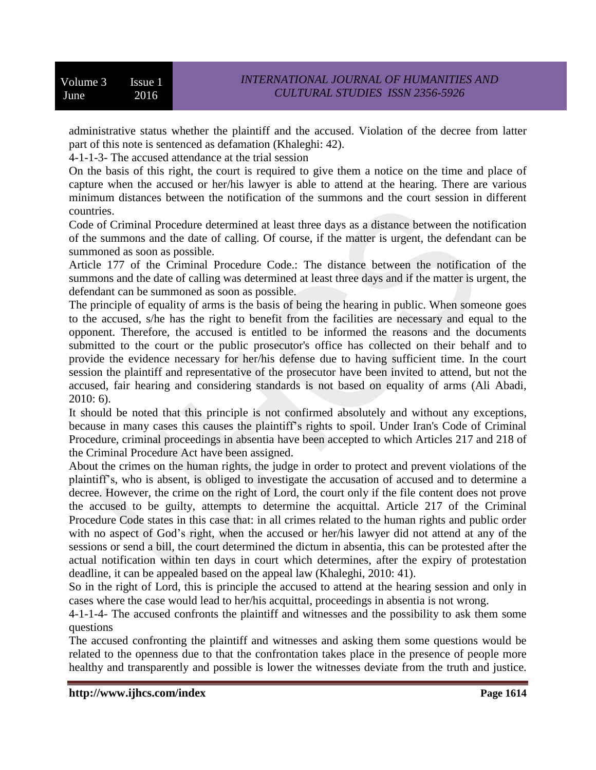administrative status whether the plaintiff and the accused. Violation of the decree from latter part of this note is sentenced as defamation (Khaleghi: 42).

4-1-1-3- The accused attendance at the trial session

On the basis of this right, the court is required to give them a notice on the time and place of capture when the accused or her/his lawyer is able to attend at the hearing. There are various minimum distances between the notification of the summons and the court session in different countries.

Code of Criminal Procedure determined at least three days as a distance between the notification of the summons and the date of calling. Of course, if the matter is urgent, the defendant can be summoned as soon as possible.

Article 177 of the Criminal Procedure Code.: The distance between the notification of the summons and the date of calling was determined at least three days and if the matter is urgent, the defendant can be summoned as soon as possible.

The principle of equality of arms is the basis of being the hearing in public. When someone goes to the accused, s/he has the right to benefit from the facilities are necessary and equal to the opponent. Therefore, the accused is entitled to be informed the reasons and the documents submitted to the court or the public prosecutor's office has collected on their behalf and to provide the evidence necessary for her/his defense due to having sufficient time. In the court session the plaintiff and representative of the prosecutor have been invited to attend, but not the accused, fair hearing and considering standards is not based on equality of arms (Ali Abadi, 2010: 6).

It should be noted that this principle is not confirmed absolutely and without any exceptions, because in many cases this causes the plaintiff's rights to spoil. Under Iran's Code of Criminal Procedure, criminal proceedings in absentia have been accepted to which Articles 217 and 218 of the Criminal Procedure Act have been assigned.

About the crimes on the human rights, the judge in order to protect and prevent violations of the plaintiff's, who is absent, is obliged to investigate the accusation of accused and to determine a decree. However, the crime on the right of Lord, the court only if the file content does not prove the accused to be guilty, attempts to determine the acquittal. Article 217 of the Criminal Procedure Code states in this case that: in all crimes related to the human rights and public order with no aspect of God's right, when the accused or her/his lawyer did not attend at any of the sessions or send a bill, the court determined the dictum in absentia, this can be protested after the actual notification within ten days in court which determines, after the expiry of protestation deadline, it can be appealed based on the appeal law (Khaleghi, 2010: 41).

So in the right of Lord, this is principle the accused to attend at the hearing session and only in cases where the case would lead to her/his acquittal, proceedings in absentia is not wrong.

4-1-1-4- The accused confronts the plaintiff and witnesses and the possibility to ask them some questions

The accused confronting the plaintiff and witnesses and asking them some questions would be related to the openness due to that the confrontation takes place in the presence of people more healthy and transparently and possible is lower the witnesses deviate from the truth and justice.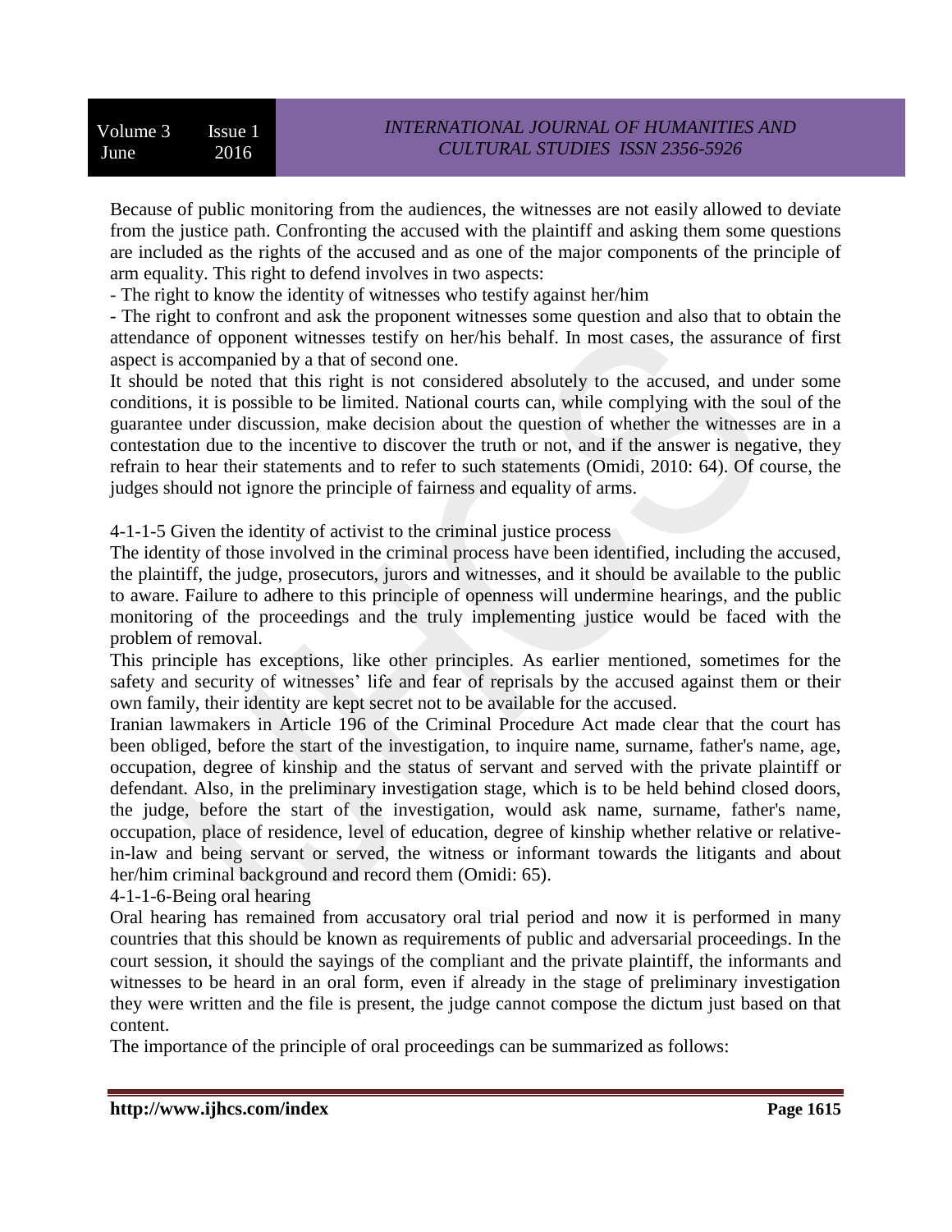Because of public monitoring from the audiences, the witnesses are not easily allowed to deviate from the justice path. Confronting the accused with the plaintiff and asking them some questions are included as the rights of the accused and as one of the major components of the principle of arm equality. This right to defend involves in two aspects:

- The right to know the identity of witnesses who testify against her/him
- The right to confront and ask the proponent witnesses some question and also that to obtain the attendance of opponent witnesses testify on her/his behalf. In most cases, the assurance of first aspect is accompanied by a that of second one.

It should be noted that this right is not considered absolutely to the accused, and under some conditions, it is possible to be limited. National courts can, while complying with the soul of the guarantee under discussion, make decision about the question of whether the witnesses are in a contestation due to the incentive to discover the truth or not, and if the answer is negative, they refrain to hear their statements and to refer to such statements (Omidi, 2010: 64). Of course, the judges should not ignore the principle of fairness and equality of arms.

4-1-1-5 Given the identity of activist to the criminal justice process

The identity of those involved in the criminal process have been identified, including the accused, the plaintiff, the judge, prosecutors, jurors and witnesses, and it should be available to the public to aware. Failure to adhere to this principle of openness will undermine hearings, and the public monitoring of the proceedings and the truly implementing justice would be faced with the problem of removal.

This principle has exceptions, like other principles. As earlier mentioned, sometimes for the safety and security of witnesses' life and fear of reprisals by the accused against them or their own family, their identity are kept secret not to be available for the accused.

Iranian lawmakers in Article 196 of the Criminal Procedure Act made clear that the court has been obliged, before the start of the investigation, to inquire name, surname, father's name, age, occupation, degree of kinship and the status of servant and served with the private plaintiff or defendant. Also, in the preliminary investigation stage, which is to be held behind closed doors, the judge, before the start of the investigation, would ask name, surname, father's name, occupation, place of residence, level of education, degree of kinship whether relative or relative-in-law and being servant or served, the witness or informant towards the litigants and about her/him criminal background and record them (Omidi: 65).

4-1-1-6-Being oral hearing

Oral hearing has remained from accusatory oral trial period and now it is performed in many countries that this should be known as requirements of public and adversarial proceedings. In the court session, it should the sayings of the compliant and the private plaintiff, the informants and witnesses to be heard in an oral form, even if already in the stage of preliminary investigation they were written and the file is present, the judge cannot compose the dictum just based on that content.

The importance of the principle of oral proceedings can be summarized as follows: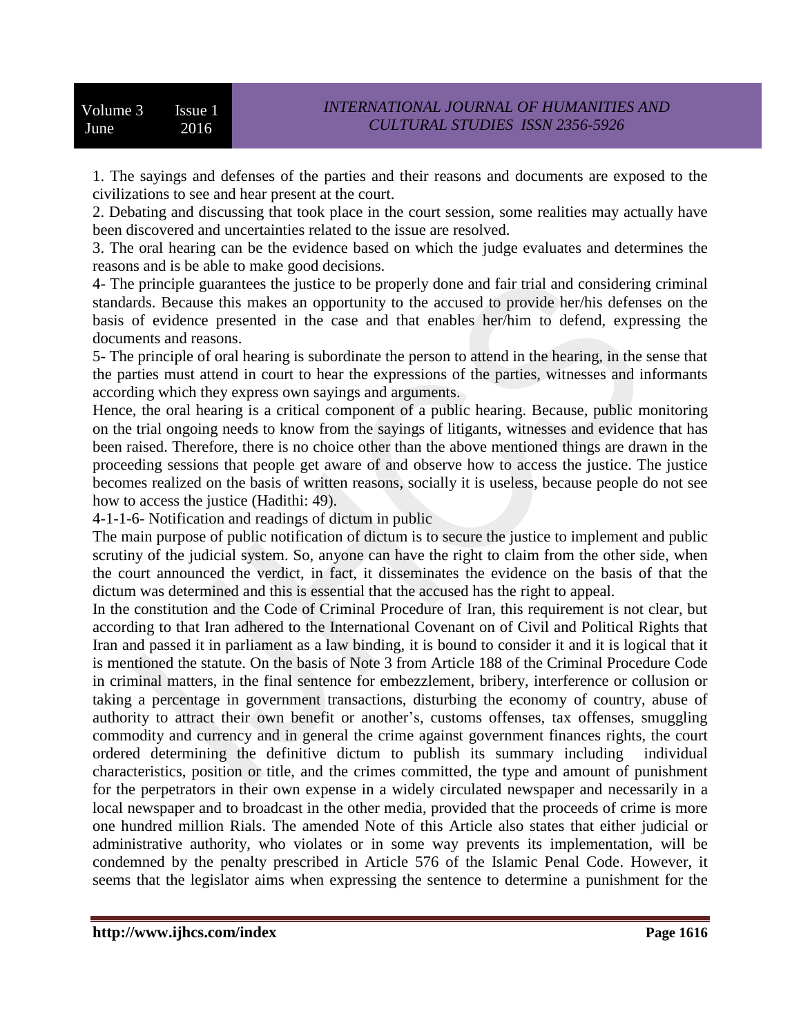1. The sayings and defenses of the parties and their reasons and documents are exposed to the civilizations to see and hear present at the court.
2. Debating and discussing that took place in the court session, some realities may actually have been discovered and uncertainties related to the issue are resolved.
3. The oral hearing can be the evidence based on which the judge evaluates and determines the reasons and is be able to make good decisions.
4- The principle guarantees the justice to be properly done and fair trial and considering criminal standards. Because this makes an opportunity to the accused to provide her/his defenses on the basis of evidence presented in the case and that enables her/him to defend, expressing the documents and reasons.
5- The principle of oral hearing is subordinate the person to attend in the hearing, in the sense that the parties must attend in court to hear the expressions of the parties, witnesses and informants according which they express own sayings and arguments.

Hence, the oral hearing is a critical component of a public hearing. Because, public monitoring on the trial ongoing needs to know from the sayings of litigants, witnesses and evidence that has been raised. Therefore, there is no choice other than the above mentioned things are drawn in the proceeding sessions that people get aware of and observe how to access the justice. The justice becomes realized on the basis of written reasons, socially it is useless, because people do not see how to access the justice (Hadithi: 49).

4-1-1-6- Notification and readings of dictum in public

The main purpose of public notification of dictum is to secure the justice to implement and public scrutiny of the judicial system. So, anyone can have the right to claim from the other side, when the court announced the verdict, in fact, it disseminates the evidence on the basis of that the dictum was determined and this is essential that the accused has the right to appeal.

In the constitution and the Code of Criminal Procedure of Iran, this requirement is not clear, but according to that Iran adhered to the International Covenant on of Civil and Political Rights that Iran and passed it in parliament as a law binding, it is bound to consider it and it is logical that it is mentioned the statute. On the basis of Note 3 from Article 188 of the Criminal Procedure Code in criminal matters, in the final sentence for embezzlement, bribery, interference or collusion or taking a percentage in government transactions, disturbing the economy of country, abuse of authority to attract their own benefit or another's, customs offenses, tax offenses, smuggling commodity and currency and in general the crime against government finances rights, the court ordered determining the definitive dictum to publish its summary including individual characteristics, position or title, and the crimes committed, the type and amount of punishment for the perpetrators in their own expense in a widely circulated newspaper and necessarily in a local newspaper and to broadcast in the other media, provided that the proceeds of crime is more one hundred million Rials. The amended Note of this Article also states that either judicial or administrative authority, who violates or in some way prevents its implementation, will be condemned by the penalty prescribed in Article 576 of the Islamic Penal Code. However, it seems that the legislator aims when expressing the sentence to determine a punishment for the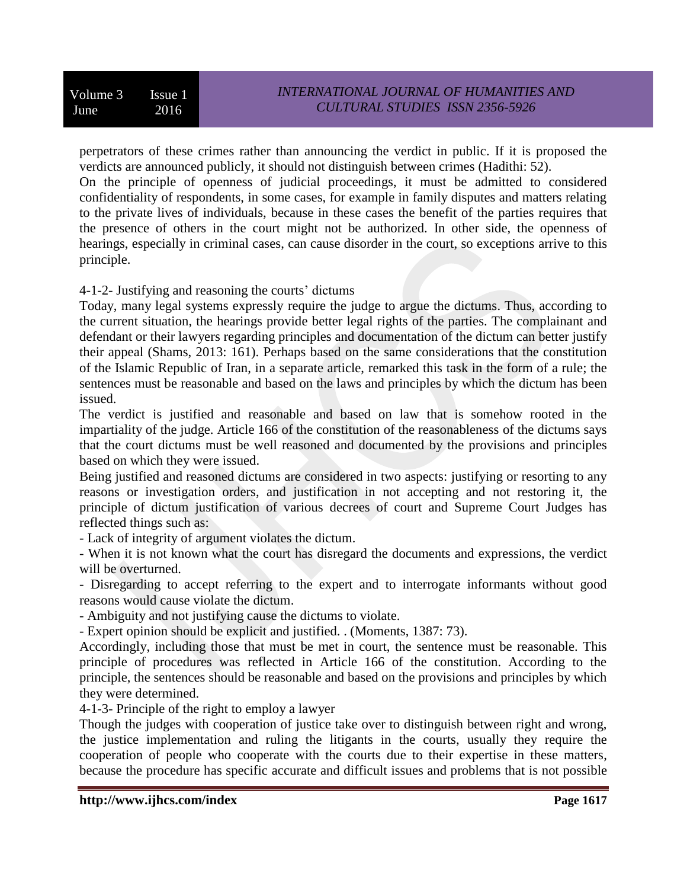perpetrators of these crimes rather than announcing the verdict in public. If it is proposed the verdicts are announced publicly, it should not distinguish between crimes (Hadithi: 52).

On the principle of openness of judicial proceedings, it must be admitted to considered confidentiality of respondents, in some cases, for example in family disputes and matters relating to the private lives of individuals, because in these cases the benefit of the parties requires that the presence of others in the court might not be authorized. In other side, the openness of hearings, especially in criminal cases, can cause disorder in the court, so exceptions arrive to this principle.

4-1-2- Justifying and reasoning the courts' dictums

Today, many legal systems expressly require the judge to argue the dictums. Thus, according to the current situation, the hearings provide better legal rights of the parties. The complainant and defendant or their lawyers regarding principles and documentation of the dictum can better justify their appeal (Shams, 2013: 161). Perhaps based on the same considerations that the constitution of the Islamic Republic of Iran, in a separate article, remarked this task in the form of a rule; the sentences must be reasonable and based on the laws and principles by which the dictum has been issued.

The verdict is justified and reasonable and based on law that is somehow rooted in the impartiality of the judge. Article 166 of the constitution of the reasonableness of the dictums says that the court dictums must be well reasoned and documented by the provisions and principles based on which they were issued.

Being justified and reasoned dictums are considered in two aspects: justifying or resorting to any reasons or investigation orders, and justification in not accepting and not restoring it, the principle of dictum justification of various decrees of court and Supreme Court Judges has reflected things such as:

- Lack of integrity of argument violates the dictum.
- When it is not known what the court has disregard the documents and expressions, the verdict will be overturned.
- Disregarding to accept referring to the expert and to interrogate informants without good reasons would cause violate the dictum.
- Ambiguity and not justifying cause the dictums to violate.
- Expert opinion should be explicit and justified. . (Moments, 1387: 73).

Accordingly, including those that must be met in court, the sentence must be reasonable. This principle of procedures was reflected in Article 166 of the constitution. According to the principle, the sentences should be reasonable and based on the provisions and principles by which they were determined.

4-1-3- Principle of the right to employ a lawyer

Though the judges with cooperation of justice take over to distinguish between right and wrong, the justice implementation and ruling the litigants in the courts, usually they require the cooperation of people who cooperate with the courts due to their expertise in these matters, because the procedure has specific accurate and difficult issues and problems that is not possible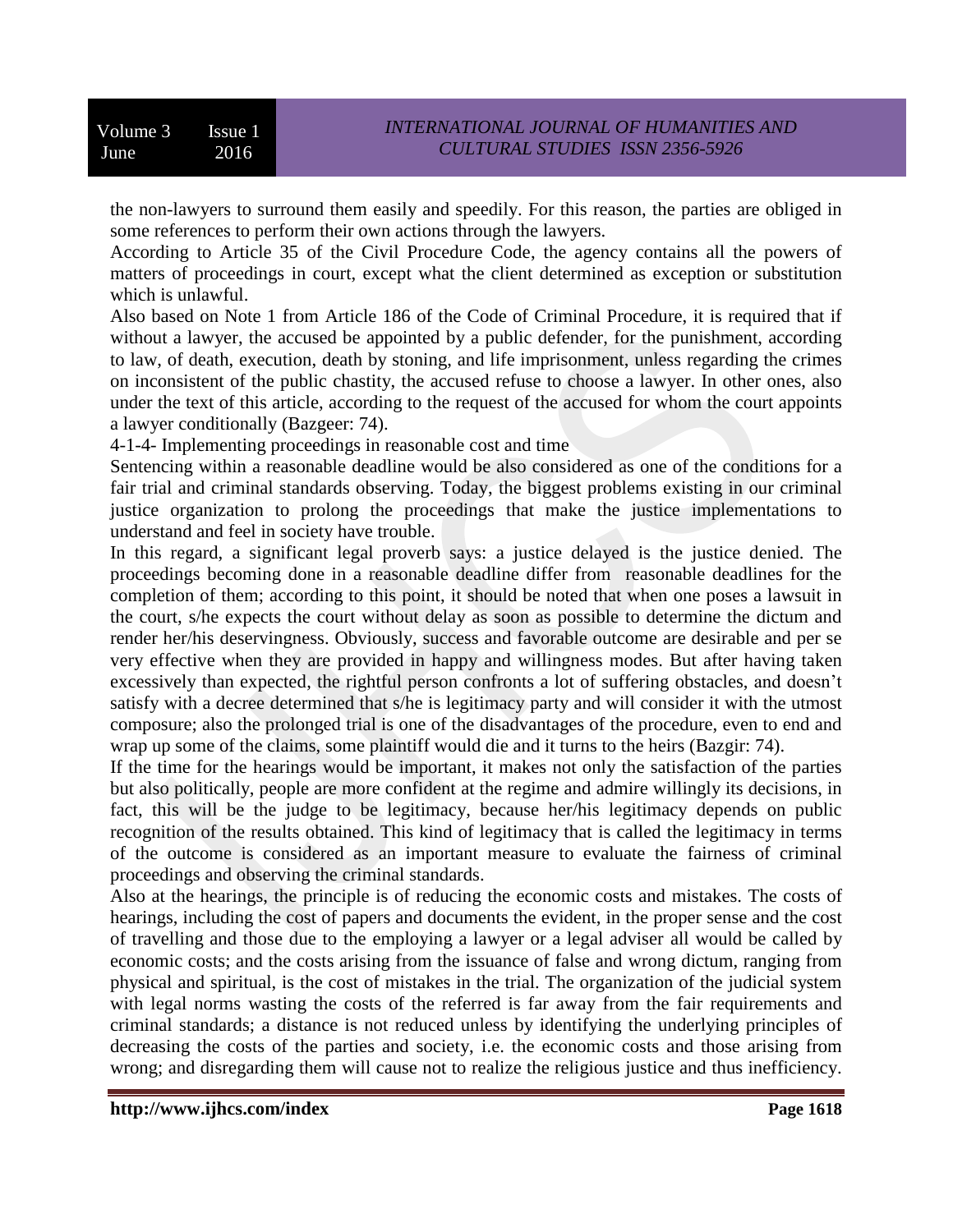the non-lawyers to surround them easily and speedily. For this reason, the parties are obliged in some references to perform their own actions through the lawyers.

According to Article 35 of the Civil Procedure Code, the agency contains all the powers of matters of proceedings in court, except what the client determined as exception or substitution which is unlawful.

Also based on Note 1 from Article 186 of the Code of Criminal Procedure, it is required that if without a lawyer, the accused be appointed by a public defender, for the punishment, according to law, of death, execution, death by stoning, and life imprisonment, unless regarding the crimes on inconsistent of the public chastity, the accused refuse to choose a lawyer. In other ones, also under the text of this article, according to the request of the accused for whom the court appoints a lawyer conditionally (Bazgeer: 74).

4-1-4- Implementing proceedings in reasonable cost and time

Sentencing within a reasonable deadline would be also considered as one of the conditions for a fair trial and criminal standards observing. Today, the biggest problems existing in our criminal justice organization to prolong the proceedings that make the justice implementations to understand and feel in society have trouble.

In this regard, a significant legal proverb says: a justice delayed is the justice denied. The proceedings becoming done in a reasonable deadline differ from reasonable deadlines for the completion of them; according to this point, it should be noted that when one poses a lawsuit in the court, s/he expects the court without delay as soon as possible to determine the dictum and render her/his deservingness. Obviously, success and favorable outcome are desirable and per se very effective when they are provided in happy and willingness modes. But after having taken excessively than expected, the rightful person confronts a lot of suffering obstacles, and doesn't satisfy with a decree determined that s/he is legitimacy party and will consider it with the utmost composure; also the prolonged trial is one of the disadvantages of the procedure, even to end and wrap up some of the claims, some plaintiff would die and it turns to the heirs (Bazgir: 74).

If the time for the hearings would be important, it makes not only the satisfaction of the parties but also politically, people are more confident at the regime and admire willingly its decisions, in fact, this will be the judge to be legitimacy, because her/his legitimacy depends on public recognition of the results obtained. This kind of legitimacy that is called the legitimacy in terms of the outcome is considered as an important measure to evaluate the fairness of criminal proceedings and observing the criminal standards.

Also at the hearings, the principle is of reducing the economic costs and mistakes. The costs of hearings, including the cost of papers and documents the evident, in the proper sense and the cost of travelling and those due to the employing a lawyer or a legal adviser all would be called by economic costs; and the costs arising from the issuance of false and wrong dictum, ranging from physical and spiritual, is the cost of mistakes in the trial. The organization of the judicial system with legal norms wasting the costs of the referred is far away from the fair requirements and criminal standards; a distance is not reduced unless by identifying the underlying principles of decreasing the costs of the parties and society, i.e. the economic costs and those arising from wrong; and disregarding them will cause not to realize the religious justice and thus inefficiency.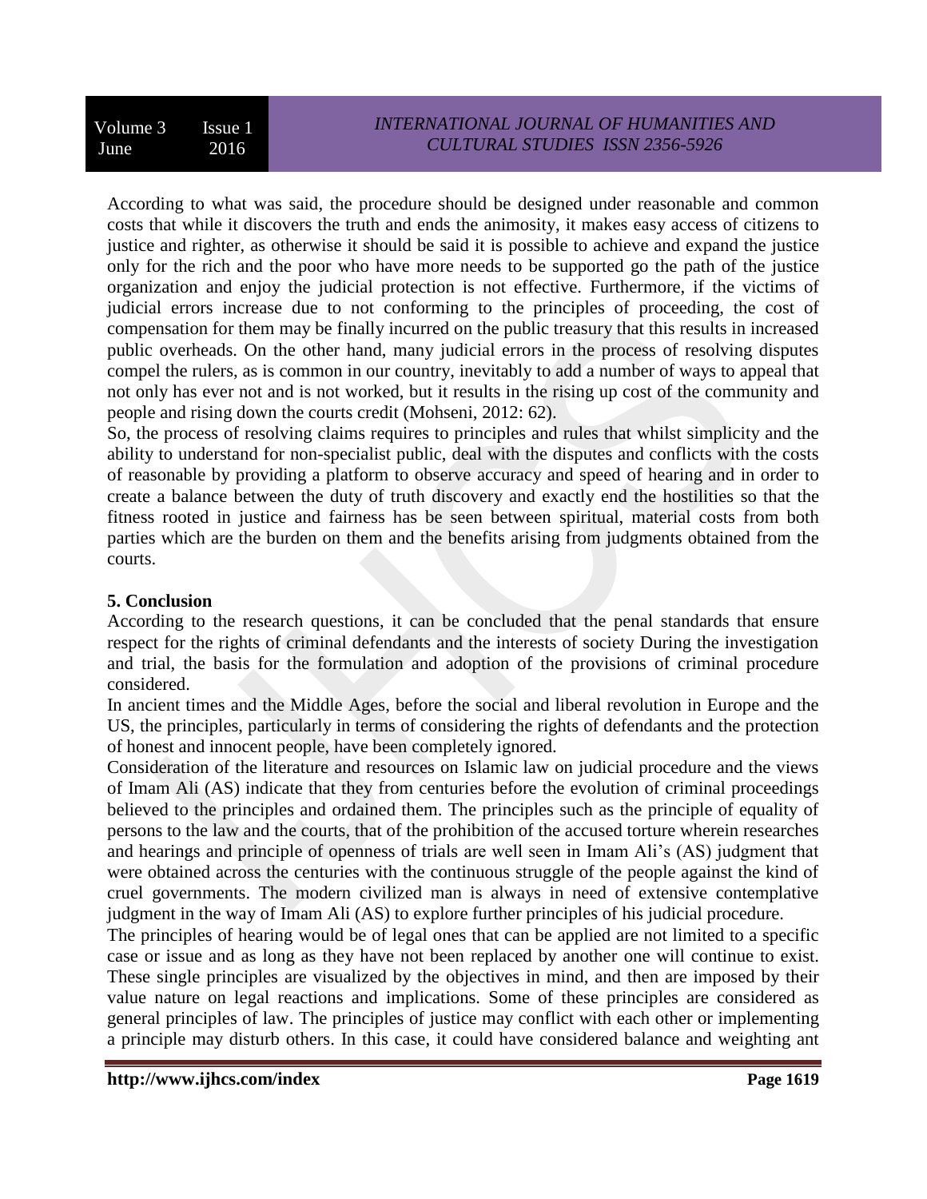According to what was said, the procedure should be designed under reasonable and common costs that while it discovers the truth and ends the animosity, it makes easy access of citizens to justice and righter, as otherwise it should be said it is possible to achieve and expand the justice only for the rich and the poor who have more needs to be supported go the path of the justice organization and enjoy the judicial protection is not effective. Furthermore, if the victims of judicial errors increase due to not conforming to the principles of proceeding, the cost of compensation for them may be finally incurred on the public treasury that this results in increased public overheads. On the other hand, many judicial errors in the process of resolving disputes compel the rulers, as is common in our country, inevitably to add a number of ways to appeal that not only has ever not and is not worked, but it results in the rising up cost of the community and people and rising down the courts credit (Mohseni, 2012: 62).

So, the process of resolving claims requires to principles and rules that whilst simplicity and the ability to understand for non-specialist public, deal with the disputes and conflicts with the costs of reasonable by providing a platform to observe accuracy and speed of hearing and in order to create a balance between the duty of truth discovery and exactly end the hostilities so that the fitness rooted in justice and fairness has be seen between spiritual, material costs from both parties which are the burden on them and the benefits arising from judgments obtained from the courts.

## 5. Conclusion

According to the research questions, it can be concluded that the penal standards that ensure respect for the rights of criminal defendants and the interests of society During the investigation and trial, the basis for the formulation and adoption of the provisions of criminal procedure considered.

In ancient times and the Middle Ages, before the social and liberal revolution in Europe and the US, the principles, particularly in terms of considering the rights of defendants and the protection of honest and innocent people, have been completely ignored.

Consideration of the literature and resources on Islamic law on judicial procedure and the views of Imam Ali (AS) indicate that they from centuries before the evolution of criminal proceedings believed to the principles and ordained them. The principles such as the principle of equality of persons to the law and the courts, that of the prohibition of the accused torture wherein researches and hearings and principle of openness of trials are well seen in Imam Ali's (AS) judgment that were obtained across the centuries with the continuous struggle of the people against the kind of cruel governments. The modern civilized man is always in need of extensive contemplative judgment in the way of Imam Ali (AS) to explore further principles of his judicial procedure.

The principles of hearing would be of legal ones that can be applied are not limited to a specific case or issue and as long as they have not been replaced by another one will continue to exist. These single principles are visualized by the objectives in mind, and then are imposed by their value nature on legal reactions and implications. Some of these principles are considered as general principles of law. The principles of justice may conflict with each other or implementing a principle may disturb others. In this case, it could have considered balance and weighting ant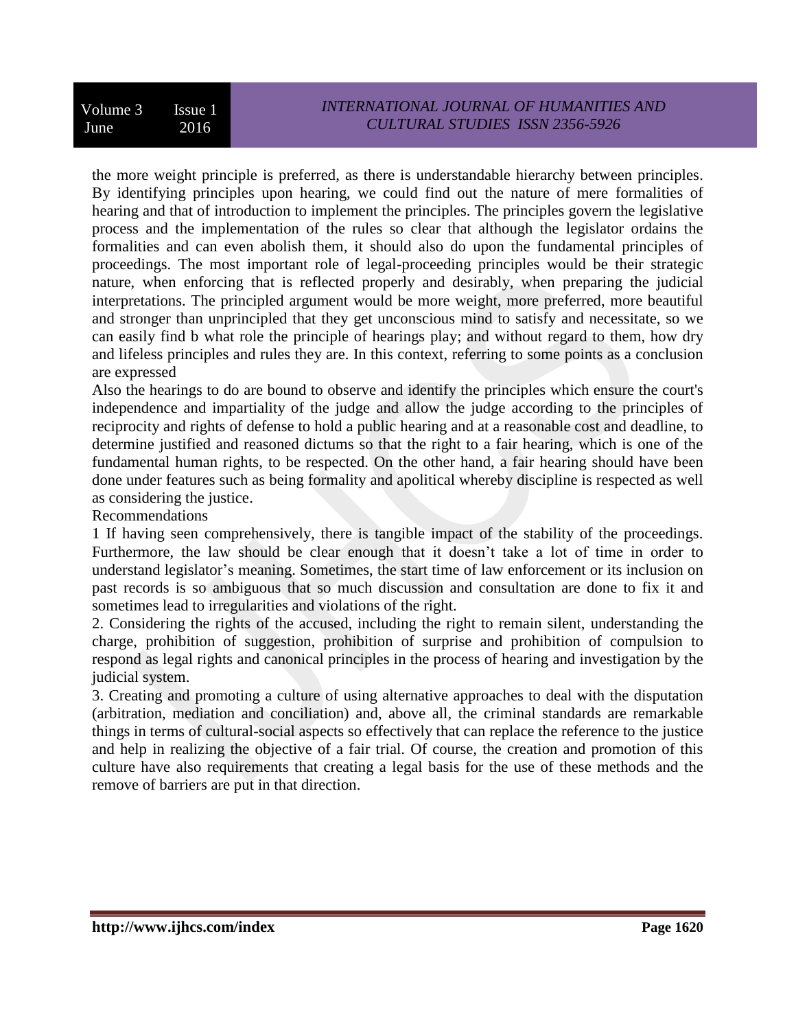the more weight principle is preferred, as there is understandable hierarchy between principles. By identifying principles upon hearing, we could find out the nature of mere formalities of hearing and that of introduction to implement the principles. The principles govern the legislative process and the implementation of the rules so clear that although the legislator ordains the formalities and can even abolish them, it should also do upon the fundamental principles of proceedings. The most important role of legal-proceeding principles would be their strategic nature, when enforcing that is reflected properly and desirably, when preparing the judicial interpretations. The principled argument would be more weight, more preferred, more beautiful and stronger than unprincipled that they get unconscious mind to satisfy and necessitate, so we can easily find b what role the principle of hearings play; and without regard to them, how dry and lifeless principles and rules they are. In this context, referring to some points as a conclusion are expressed

Also the hearings to do are bound to observe and identify the principles which ensure the court's independence and impartiality of the judge and allow the judge according to the principles of reciprocity and rights of defense to hold a public hearing and at a reasonable cost and deadline, to determine justified and reasoned dictums so that the right to a fair hearing, which is one of the fundamental human rights, to be respected. On the other hand, a fair hearing should have been done under features such as being formality and apolitical whereby discipline is respected as well as considering the justice.

Recommendations

1 If having seen comprehensively, there is tangible impact of the stability of the proceedings. Furthermore, the law should be clear enough that it doesn't take a lot of time in order to understand legislator's meaning. Sometimes, the start time of law enforcement or its inclusion on past records is so ambiguous that so much discussion and consultation are done to fix it and sometimes lead to irregularities and violations of the right.

2. Considering the rights of the accused, including the right to remain silent, understanding the charge, prohibition of suggestion, prohibition of surprise and prohibition of compulsion to respond as legal rights and canonical principles in the process of hearing and investigation by the judicial system.

3. Creating and promoting a culture of using alternative approaches to deal with the disputation (arbitration, mediation and conciliation) and, above all, the criminal standards are remarkable things in terms of cultural-social aspects so effectively that can replace the reference to the justice and help in realizing the objective of a fair trial. Of course, the creation and promotion of this culture have also requirements that creating a legal basis for the use of these methods and the remove of barriers are put in that direction.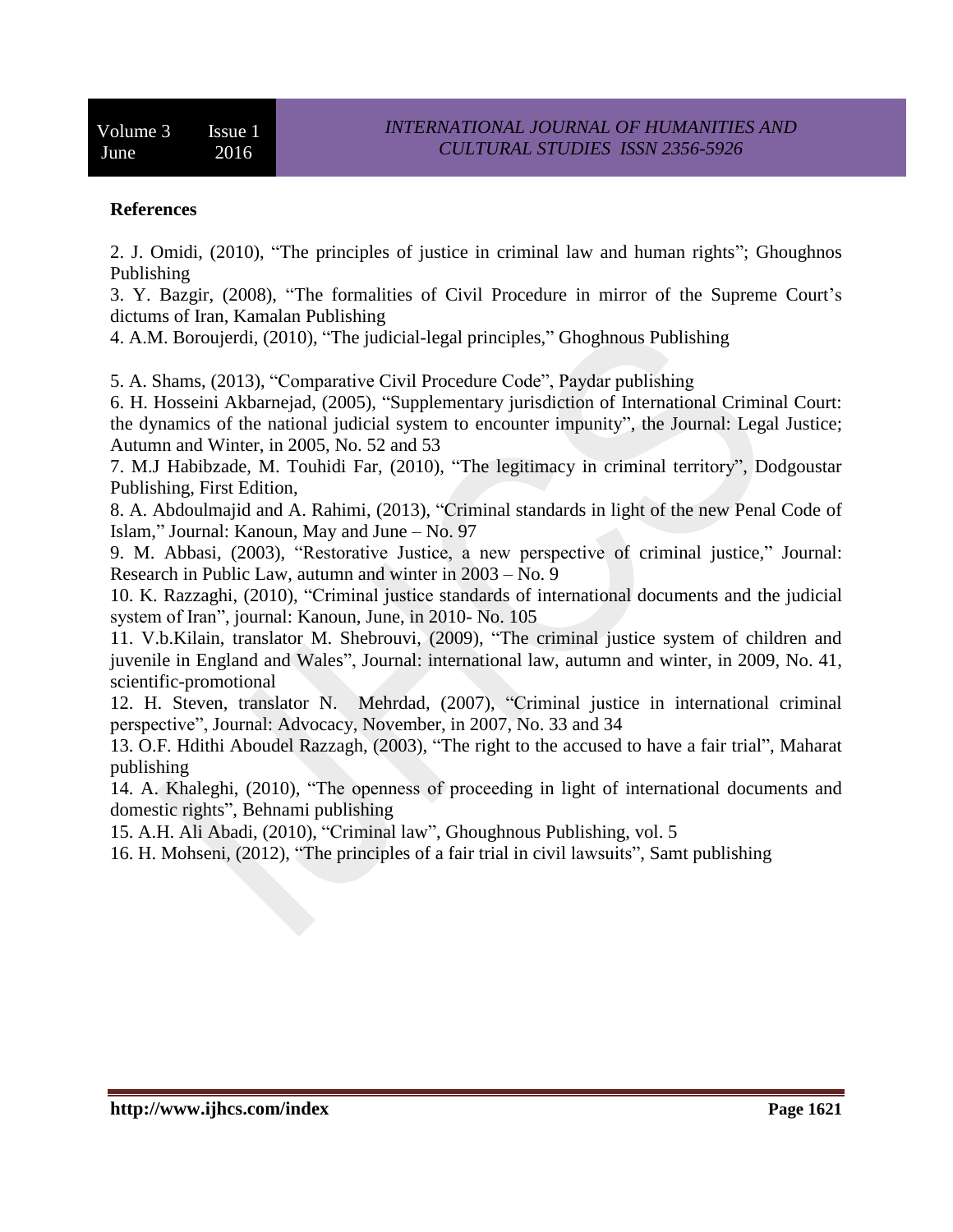**References**

2. J. Omidi, (2010), “The principles of justice in criminal law and human rights”; Ghoughnos Publishing
3. Y. Bazgir, (2008), “The formalities of Civil Procedure in mirror of the Supreme Court’s dictums of Iran, Kamalan Publishing
4. A.M. Boroujerdi, (2010), “The judicial-legal principles,” Ghoghnous Publishing

5. A. Shams, (2013), “Comparative Civil Procedure Code”, Paydar publishing
6. H. Hosseini Akbarnejad, (2005), “Supplementary jurisdiction of International Criminal Court: the dynamics of the national judicial system to encounter impunity”, the Journal: Legal Justice; Autumn and Winter, in 2005, No. 52 and 53
7. M.J Habibzade, M. Touhidi Far, (2010), “The legitimacy in criminal territory”, Dodgoustar Publishing, First Edition,
8. A. Abdoulmajid and A. Rahimi, (2013), “Criminal standards in light of the new Penal Code of Islam,” Journal: Kanoun, May and June – No. 97
9. M. Abbasi, (2003), “Restorative Justice, a new perspective of criminal justice,” Journal: Research in Public Law, autumn and winter in 2003 – No. 9
10. K. Razzaghi, (2010), “Criminal justice standards of international documents and the judicial system of Iran”, journal: Kanoun, June, in 2010- No. 105
11. V.b.Kilain, translator M. Shebrouvi, (2009), “The criminal justice system of children and juvenile in England and Wales”, Journal: international law, autumn and winter, in 2009, No. 41, scientific-promotional
12. H. Steven, translator N. Mehrdad, (2007), “Criminal justice in international criminal perspective”, Journal: Advocacy, November, in 2007, No. 33 and 34
13. O.F. Hdithi Aboudel Razzagh, (2003), “The right to the accused to have a fair trial”, Maharat publishing
14. A. Khaleghi, (2010), “The openness of proceeding in light of international documents and domestic rights”, Behnami publishing
15. A.H. Ali Abadi, (2010), “Criminal law”, Ghoughnous Publishing, vol. 5
16. H. Mohseni, (2012), “The principles of a fair trial in civil lawsuits”, Samt publishing